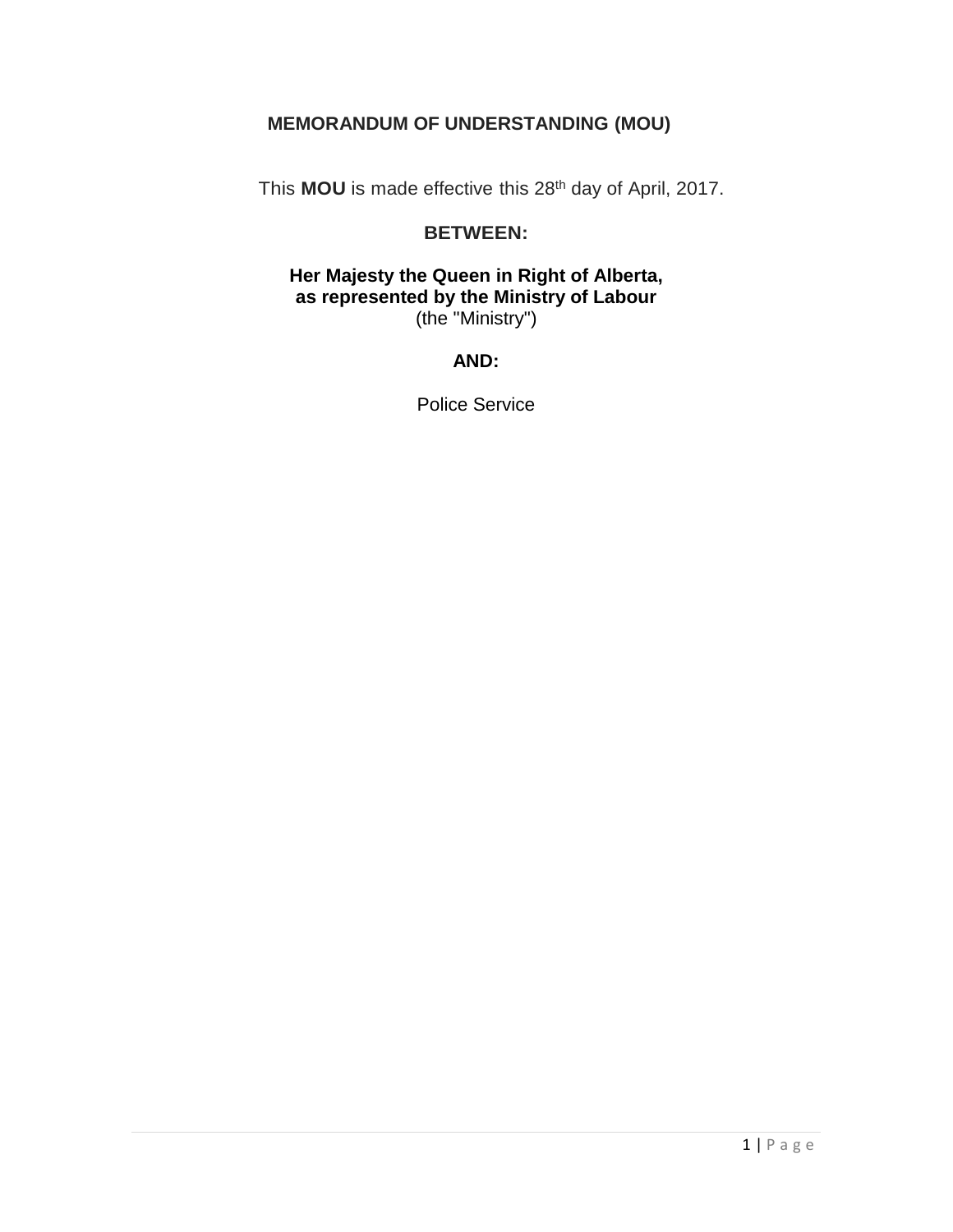# MEMORANDUM OF UNDERSTANDING (MOU)

This **MOU** is made effective this 28th day of April, 2017.

**BETWEEN:**

**Her Majesty the Queen in Right of Alberta,**
**as represented by the Ministry of Labour**
(the "Ministry")

**AND:**

Police Service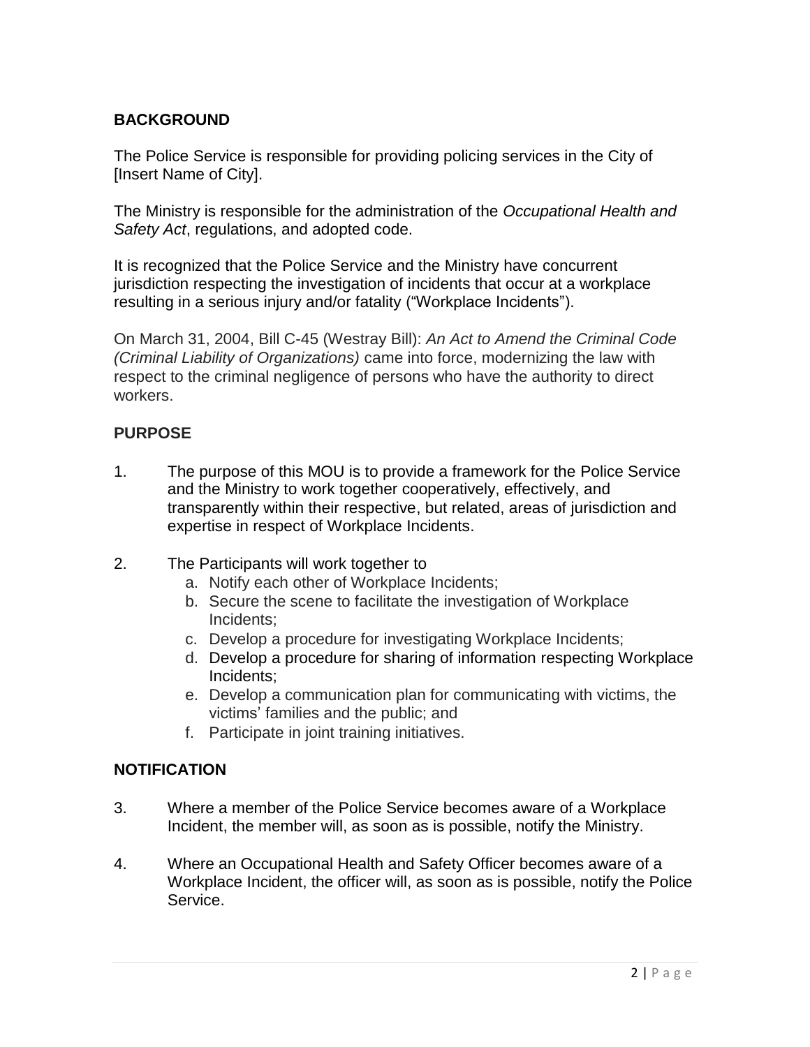## BACKGROUND

The Police Service is responsible for providing policing services in the City of [Insert Name of City].

The Ministry is responsible for the administration of the *Occupational Health and Safety Act*, regulations, and adopted code.

It is recognized that the Police Service and the Ministry have concurrent jurisdiction respecting the investigation of incidents that occur at a workplace resulting in a serious injury and/or fatality ("Workplace Incidents").

On March 31, 2004, Bill C-45 (Westray Bill): *An Act to Amend the Criminal Code (Criminal Liability of Organizations)* came into force, modernizing the law with respect to the criminal negligence of persons who have the authority to direct workers.

## PURPOSE

1. The purpose of this MOU is to provide a framework for the Police Service and the Ministry to work together cooperatively, effectively, and transparently within their respective, but related, areas of jurisdiction and expertise in respect of Workplace Incidents.

2. The Participants will work together to
   a. Notify each other of Workplace Incidents;
   b. Secure the scene to facilitate the investigation of Workplace Incidents;
   c. Develop a procedure for investigating Workplace Incidents;
   d. Develop a procedure for sharing of information respecting Workplace Incidents;
   e. Develop a communication plan for communicating with victims, the victims' families and the public; and
   f. Participate in joint training initiatives.

## NOTIFICATION

3. Where a member of the Police Service becomes aware of a Workplace Incident, the member will, as soon as is possible, notify the Ministry.

4. Where an Occupational Health and Safety Officer becomes aware of a Workplace Incident, the officer will, as soon as is possible, notify the Police Service.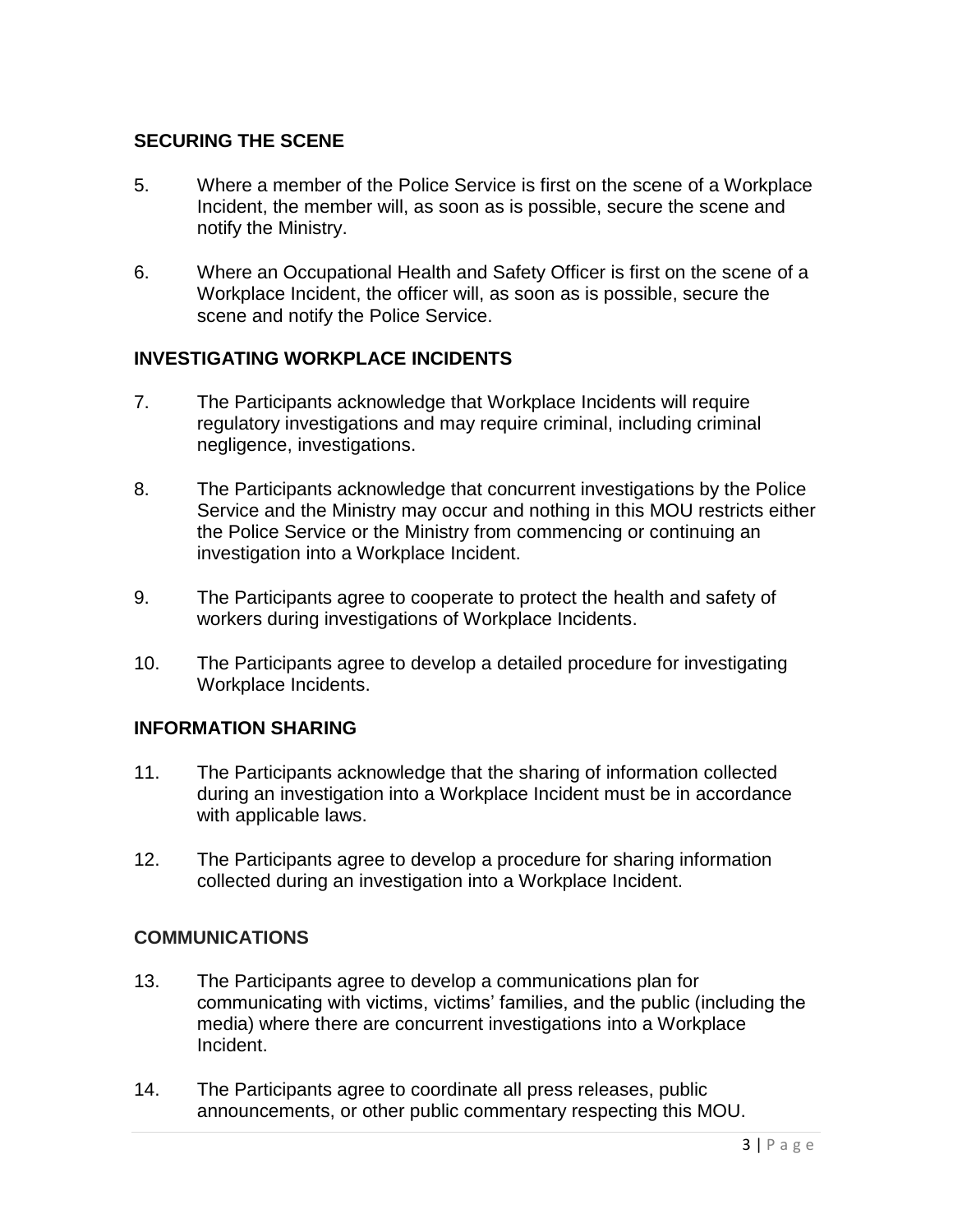## SECURING THE SCENE

5. Where a member of the Police Service is first on the scene of a Workplace Incident, the member will, as soon as is possible, secure the scene and notify the Ministry.

6. Where an Occupational Health and Safety Officer is first on the scene of a Workplace Incident, the officer will, as soon as is possible, secure the scene and notify the Police Service.

## INVESTIGATING WORKPLACE INCIDENTS

7. The Participants acknowledge that Workplace Incidents will require regulatory investigations and may require criminal, including criminal negligence, investigations.

8. The Participants acknowledge that concurrent investigations by the Police Service and the Ministry may occur and nothing in this MOU restricts either the Police Service or the Ministry from commencing or continuing an investigation into a Workplace Incident.

9. The Participants agree to cooperate to protect the health and safety of workers during investigations of Workplace Incidents.

10. The Participants agree to develop a detailed procedure for investigating Workplace Incidents.

## INFORMATION SHARING

11. The Participants acknowledge that the sharing of information collected during an investigation into a Workplace Incident must be in accordance with applicable laws.

12. The Participants agree to develop a procedure for sharing information collected during an investigation into a Workplace Incident.

## COMMUNICATIONS

13. The Participants agree to develop a communications plan for communicating with victims, victims' families, and the public (including the media) where there are concurrent investigations into a Workplace Incident.

14. The Participants agree to coordinate all press releases, public announcements, or other public commentary respecting this MOU.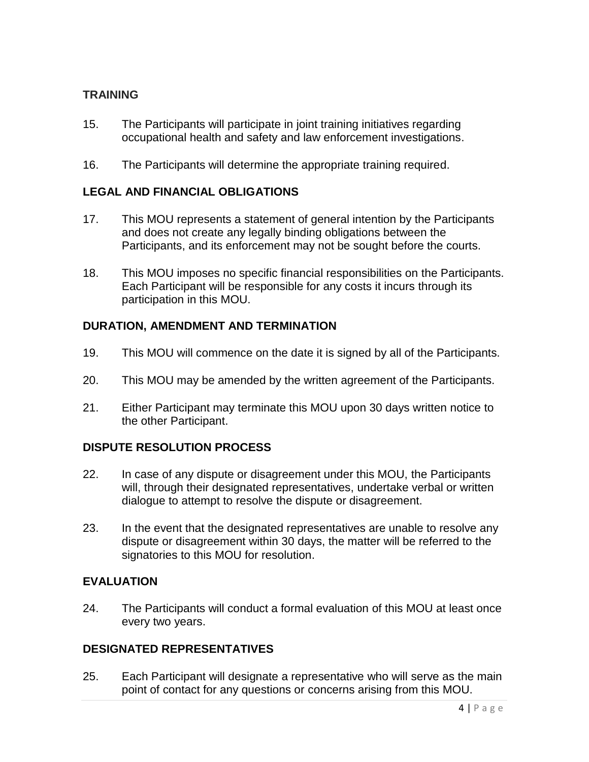## TRAINING

15. The Participants will participate in joint training initiatives regarding occupational health and safety and law enforcement investigations.

16. The Participants will determine the appropriate training required.

## LEGAL AND FINANCIAL OBLIGATIONS

17. This MOU represents a statement of general intention by the Participants and does not create any legally binding obligations between the Participants, and its enforcement may not be sought before the courts.

18. This MOU imposes no specific financial responsibilities on the Participants. Each Participant will be responsible for any costs it incurs through its participation in this MOU.

## DURATION, AMENDMENT AND TERMINATION

19. This MOU will commence on the date it is signed by all of the Participants.

20. This MOU may be amended by the written agreement of the Participants.

21. Either Participant may terminate this MOU upon 30 days written notice to the other Participant.

## DISPUTE RESOLUTION PROCESS

22. In case of any dispute or disagreement under this MOU, the Participants will, through their designated representatives, undertake verbal or written dialogue to attempt to resolve the dispute or disagreement.

23. In the event that the designated representatives are unable to resolve any dispute or disagreement within 30 days, the matter will be referred to the signatories to this MOU for resolution.

## EVALUATION

24. The Participants will conduct a formal evaluation of this MOU at least once every two years.

## DESIGNATED REPRESENTATIVES

25. Each Participant will designate a representative who will serve as the main point of contact for any questions or concerns arising from this MOU.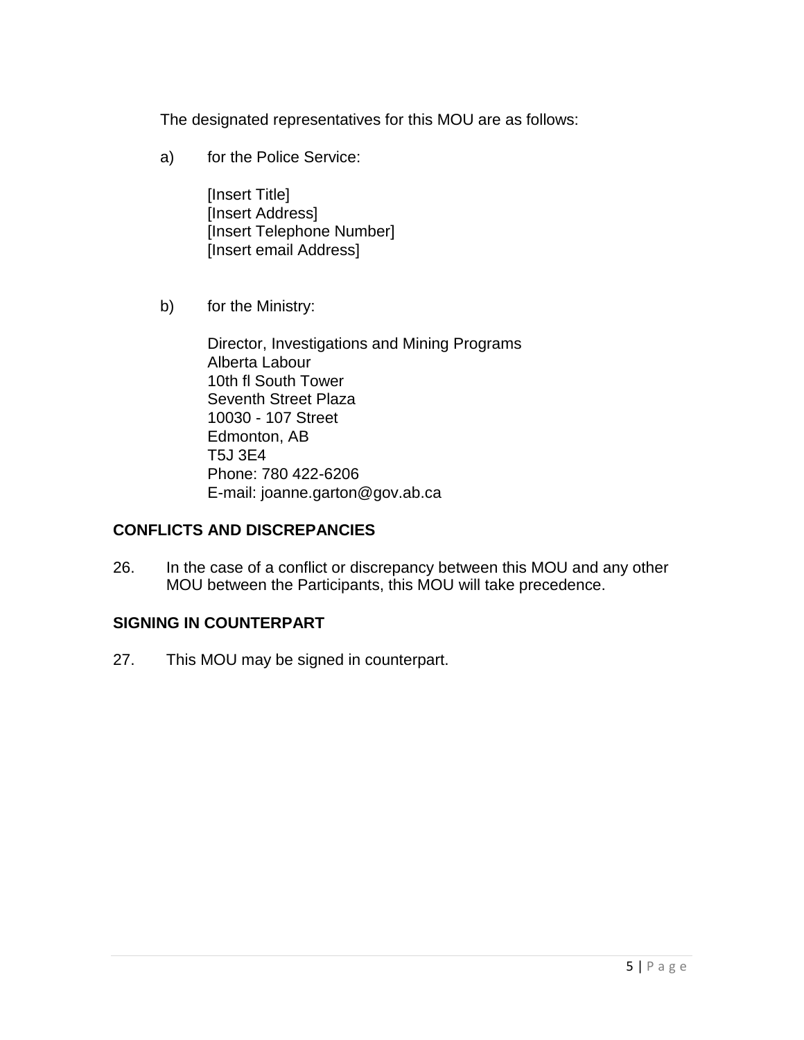The designated representatives for this MOU are as follows:

a) for the Police Service:

[Insert Title]
[Insert Address]
[Insert Telephone Number]
[Insert email Address]

b) for the Ministry:

Director, Investigations and Mining Programs
Alberta Labour
10th fl South Tower
Seventh Street Plaza
10030 - 107 Street
Edmonton, AB
T5J 3E4
Phone: 780 422-6206
E-mail: joanne.garton@gov.ab.ca

## CONFLICTS AND DISCREPANCIES

26. In the case of a conflict or discrepancy between this MOU and any other MOU between the Participants, this MOU will take precedence.

## SIGNING IN COUNTERPART

27. This MOU may be signed in counterpart.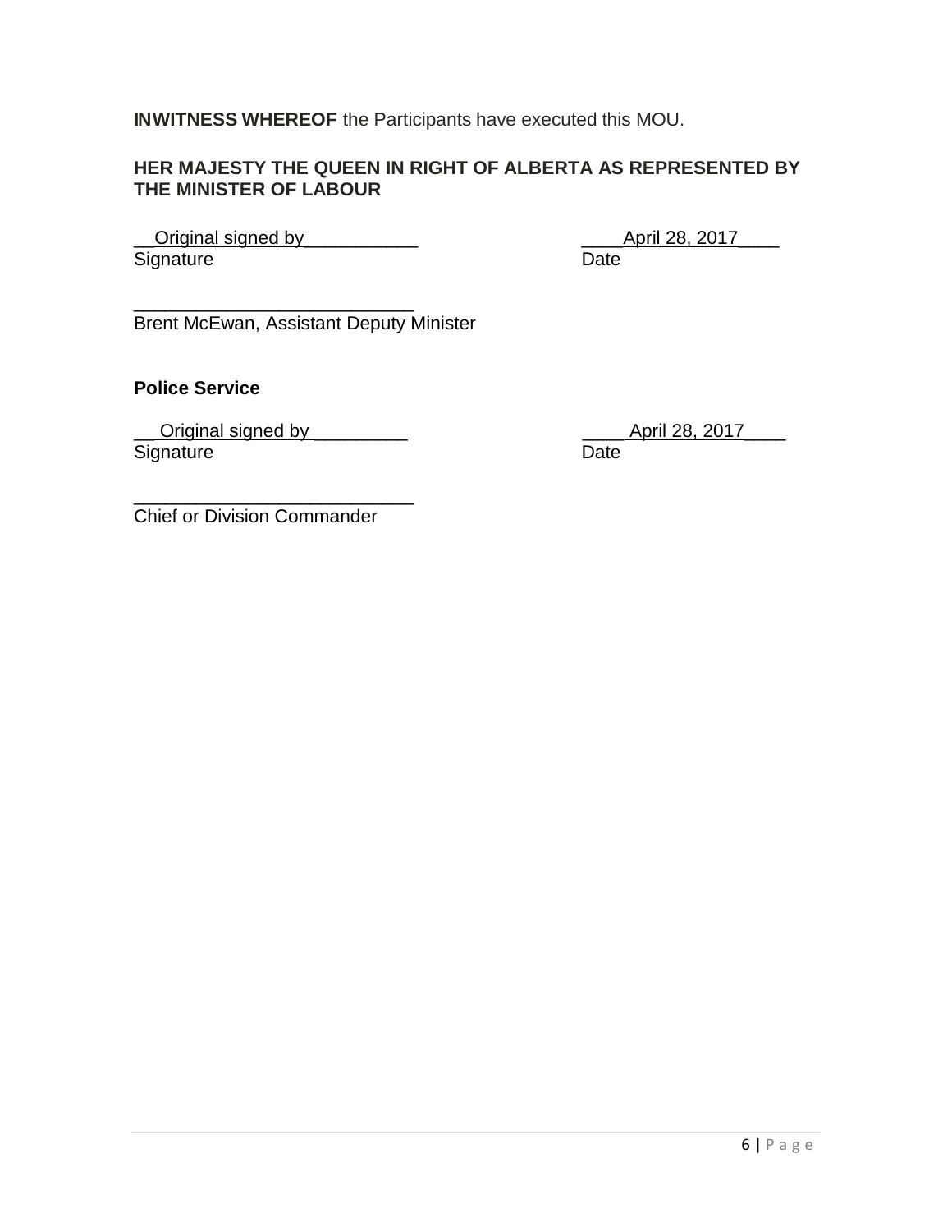**INWITNESS WHEREOF** the Participants have executed this MOU.

**HER MAJESTY THE QUEEN IN RIGHT OF ALBERTA AS REPRESENTED BY THE MINISTER OF LABOUR**

__Original signed by___________  ____April 28, 2017____
Signature  Date

___________________________
Brent McEwan, Assistant Deputy Minister

**Police Service**

__Original signed by _________  ____ April 28, 2017____
Signature  Date

___________________________
Chief or Division Commander